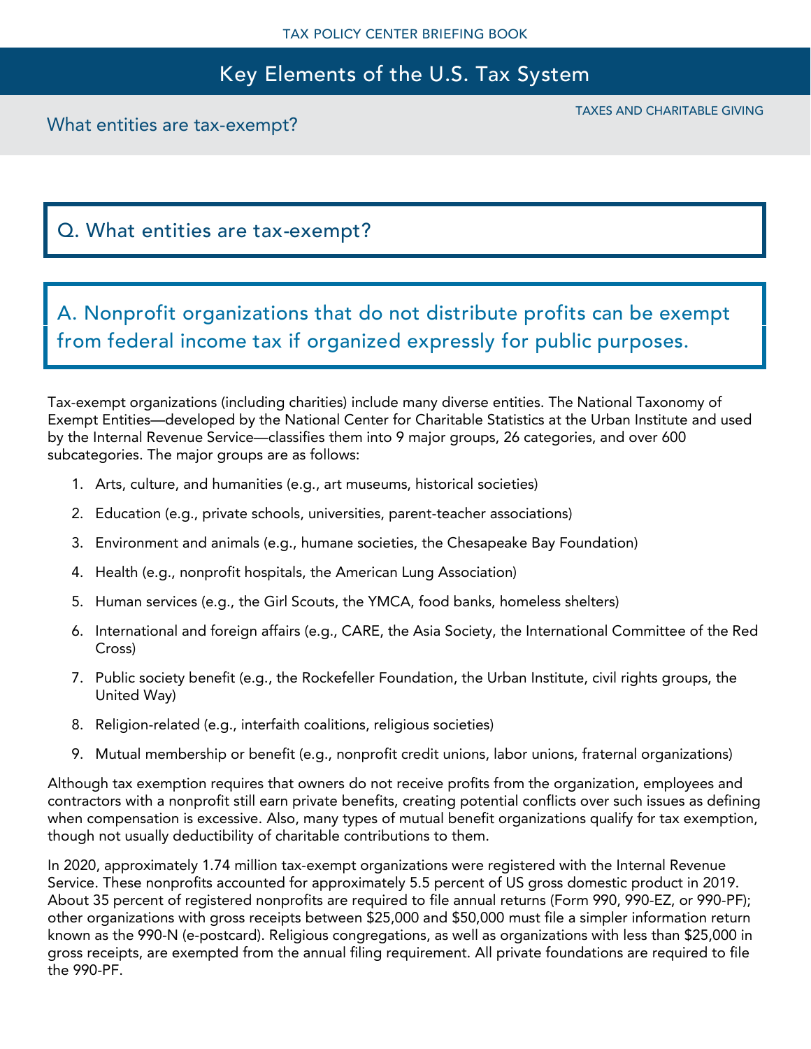# Key Elements of the U.S. Tax System

TAXES AND CHARITABLE GIVING

## What entities are tax-exempt?

### Q. What entities are tax-exempt?

### A. Nonprofit organizations that do not distribute profits can be exempt from federal income tax if organized expressly for public purposes.

Tax-exempt organizations (including charities) include many diverse entities. The National Taxonomy of Exempt Entities—developed by the National Center for Charitable Statistics at the Urban Institute and used by the Internal Revenue Service—classifies them into 9 major groups, 26 categories, and over 600 subcategories. The major groups are as follows:

1. Arts, culture, and humanities (e.g., art museums, historical societies)
2. Education (e.g., private schools, universities, parent-teacher associations)
3. Environment and animals (e.g., humane societies, the Chesapeake Bay Foundation)
4. Health (e.g., nonprofit hospitals, the American Lung Association)
5. Human services (e.g., the Girl Scouts, the YMCA, food banks, homeless shelters)
6. International and foreign affairs (e.g., CARE, the Asia Society, the International Committee of the Red Cross)
7. Public society benefit (e.g., the Rockefeller Foundation, the Urban Institute, civil rights groups, the United Way)
8. Religion-related (e.g., interfaith coalitions, religious societies)
9. Mutual membership or benefit (e.g., nonprofit credit unions, labor unions, fraternal organizations)

Although tax exemption requires that owners do not receive profits from the organization, employees and contractors with a nonprofit still earn private benefits, creating potential conflicts over such issues as defining when compensation is excessive. Also, many types of mutual benefit organizations qualify for tax exemption, though not usually deductibility of charitable contributions to them.

In 2020, approximately 1.74 million tax-exempt organizations were registered with the Internal Revenue Service. These nonprofits accounted for approximately 5.5 percent of US gross domestic product in 2019. About 35 percent of registered nonprofits are required to file annual returns (Form 990, 990-EZ, or 990-PF); other organizations with gross receipts between $25,000 and $50,000 must file a simpler information return known as the 990-N (e-postcard). Religious congregations, as well as organizations with less than $25,000 in gross receipts, are exempted from the annual filing requirement. All private foundations are required to file the 990-PF.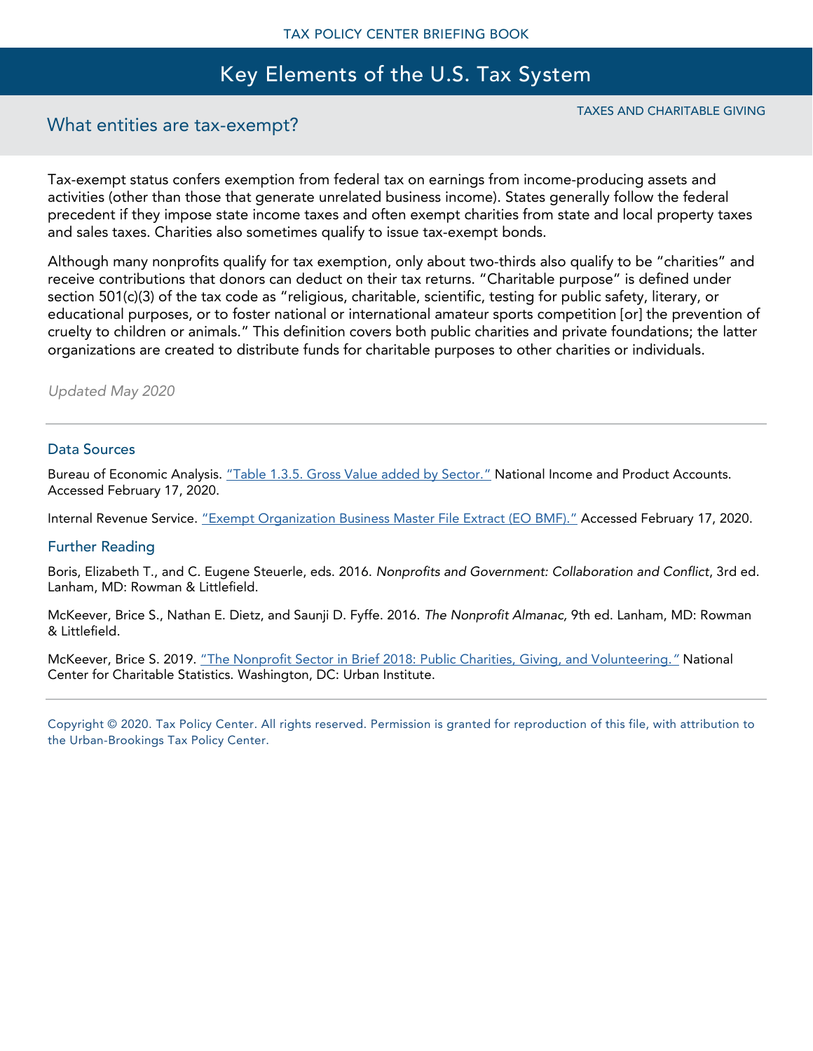# Key Elements of the U.S. Tax System

TAXES AND CHARITABLE GIVING

## What entities are tax-exempt?

Tax-exempt status confers exemption from federal tax on earnings from income-producing assets and activities (other than those that generate unrelated business income). States generally follow the federal precedent if they impose state income taxes and often exempt charities from state and local property taxes and sales taxes. Charities also sometimes qualify to issue tax-exempt bonds.

Although many nonprofits qualify for tax exemption, only about two-thirds also qualify to be "charities" and receive contributions that donors can deduct on their tax returns. "Charitable purpose" is defined under section 501(c)(3) of the tax code as "religious, charitable, scientific, testing for public safety, literary, or educational purposes, or to foster national or international amateur sports competition [or] the prevention of cruelty to children or animals." This definition covers both public charities and private foundations; the latter organizations are created to distribute funds for charitable purposes to other charities or individuals.

*Updated May 2020*

---

### Data Sources

Bureau of Economic Analysis. "Table 1.3.5. Gross Value added by Sector." National Income and Product Accounts. Accessed February 17, 2020.

Internal Revenue Service. "Exempt Organization Business Master File Extract (EO BMF)." Accessed February 17, 2020.

### Further Reading

Boris, Elizabeth T., and C. Eugene Steuerle, eds. 2016. *Nonprofits and Government: Collaboration and Conflict*, 3rd ed. Lanham, MD: Rowman & Littlefield.

McKeever, Brice S., Nathan E. Dietz, and Saunji D. Fyffe. 2016. *The Nonprofit Almanac,* 9th ed. Lanham, MD: Rowman & Littlefield.

McKeever, Brice S. 2019. "The Nonprofit Sector in Brief 2018: Public Charities, Giving, and Volunteering." National Center for Charitable Statistics. Washington, DC: Urban Institute.

---

Copyright © 2020. Tax Policy Center. All rights reserved. Permission is granted for reproduction of this file, with attribution to the Urban-Brookings Tax Policy Center.